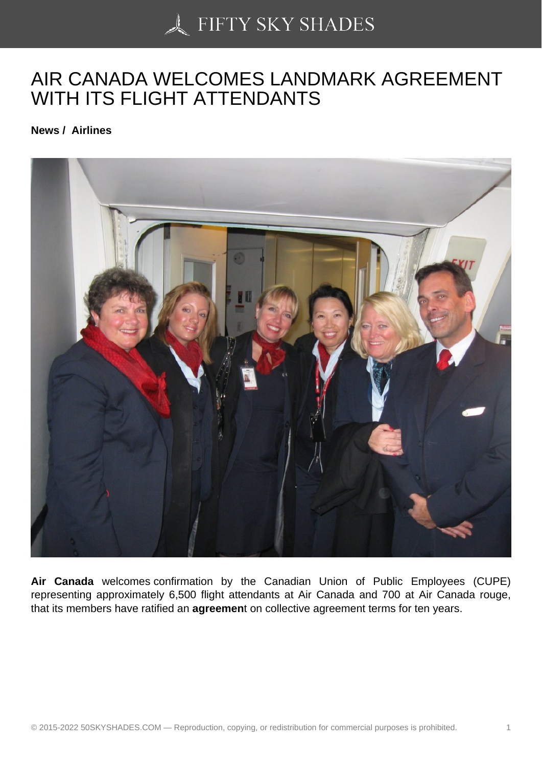# AIR CANADA WELCOMES LANDMARK AGREEMENT WITH ITS FLIGHT ATTENDANTS

**News / Airlines**

**Air Canada** welcomes confirmation by the Canadian Union of Public Employees (CUPE) representing approximately 6,500 flight attendants at Air Canada and 700 at Air Canada rouge, that its members have ratified an **agreemen**t on collective agreement terms for ten years.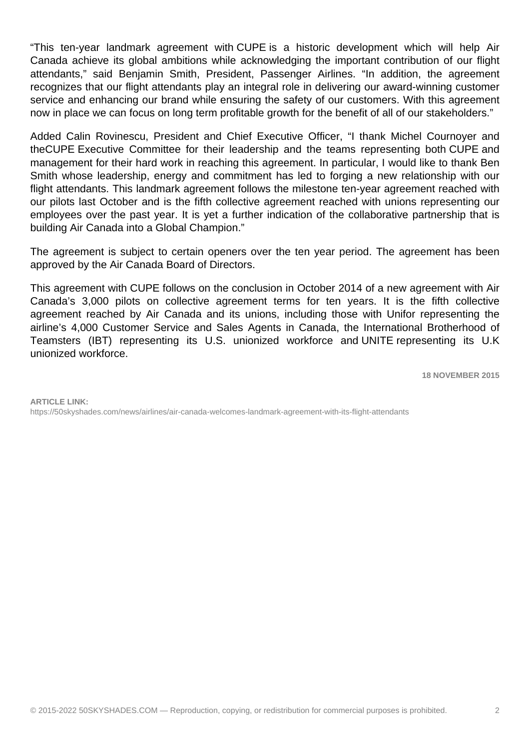“This ten-year landmark agreement with CUPE is a historic development which will help Air Canada achieve its global ambitions while acknowledging the important contribution of our flight attendants,” said Benjamin Smith, President, Passenger Airlines. “In addition, the agreement recognizes that our flight attendants play an integral role in delivering our award-winning customer service and enhancing our brand while ensuring the safety of our customers. With this agreement now in place we can focus on long term profitable growth for the benefit of all of our stakeholders.”

Added Calin Rovinescu, President and Chief Executive Officer, “I thank Michel Cournoyer and theCUPE Executive Committee for their leadership and the teams representing both CUPE and management for their hard work in reaching this agreement. In particular, I would like to thank Ben Smith whose leadership, energy and commitment has led to forging a new relationship with our flight attendants. This landmark agreement follows the milestone ten-year agreement reached with our pilots last October and is the fifth collective agreement reached with unions representing our employees over the past year. It is yet a further indication of the collaborative partnership that is building Air Canada into a Global Champion.”

The agreement is subject to certain openers over the ten year period. The agreement has been approved by the Air Canada Board of Directors.

This agreement with CUPE follows on the conclusion in October 2014 of a new agreement with Air Canada’s 3,000 pilots on collective agreement terms for ten years. It is the fifth collective agreement reached by Air Canada and its unions, including those with Unifor representing the airline’s 4,000 Customer Service and Sales Agents in Canada, the International Brotherhood of Teamsters (IBT) representing its U.S. unionized workforce and UNITE representing its U.K unionized workforce.

**18 NOVEMBER 2015**

**ARTICLE LINK:**
https://50skyshades.com/news/airlines/air-canada-welcomes-landmark-agreement-with-its-flight-attendants